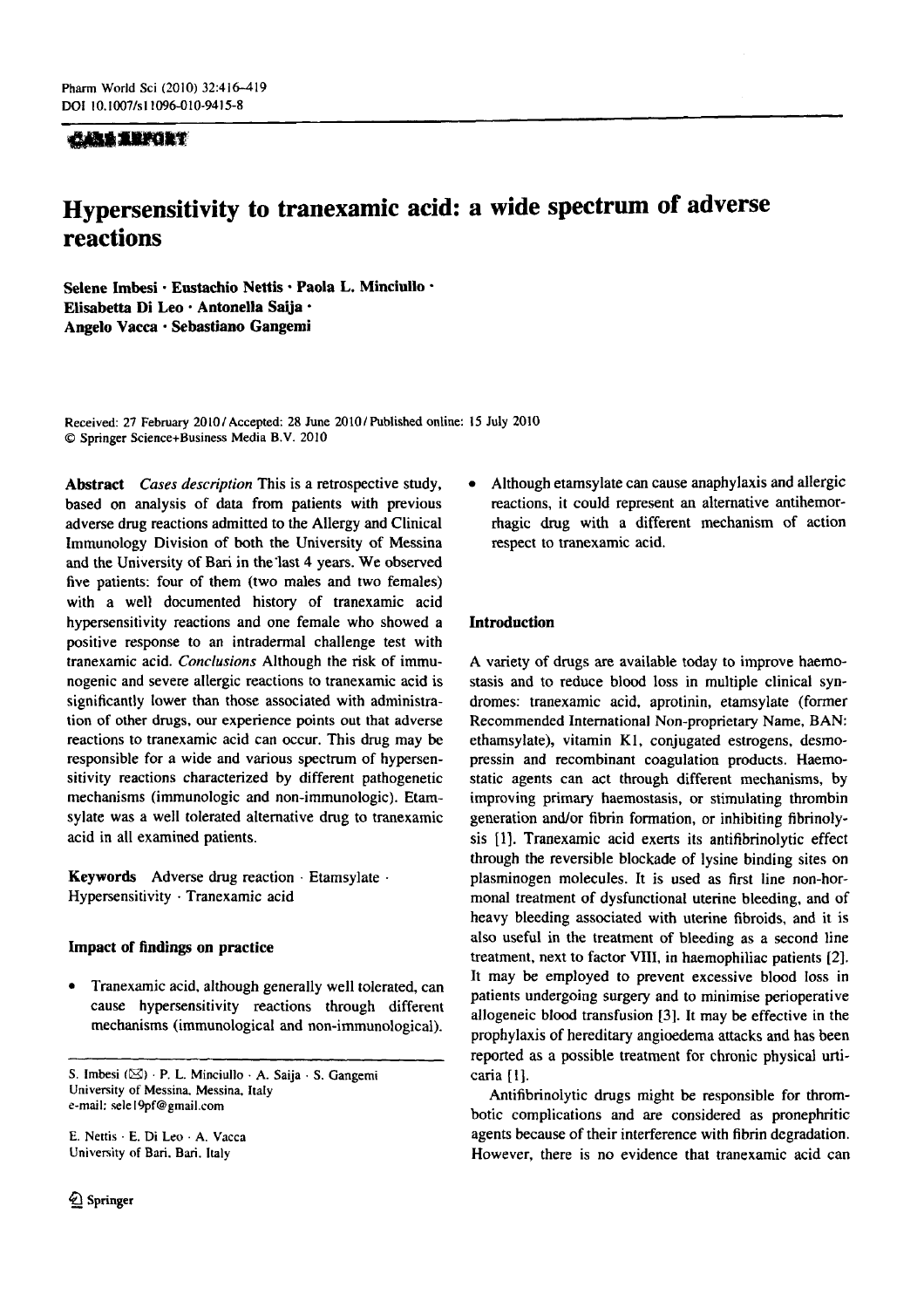CASE REPORT

# Hypersensitivity to tranexamic acid: a wide spectrum of adverse reactions

Selene Imbesi · Eustachio Nettis · Paola L. Minciullo · Elisabetta Di Leo · Antonella Saija · Angelo Vacca · Sebastiano Gangemi

Received: 27 February 2010 / Accepted: 28 June 2010 / Published online: 15 July 2010
© Springer Science+Business Media B.V. 2010

**Abstract** *Cases description* This is a retrospective study, based on analysis of data from patients with previous adverse drug reactions admitted to the Allergy and Clinical Immunology Division of both the University of Messina and the University of Bari in the last 4 years. We observed five patients: four of them (two males and two females) with a well documented history of tranexamic acid hypersensitivity reactions and one female who showed a positive response to an intradermal challenge test with tranexamic acid. *Conclusions* Although the risk of immunogenic and severe allergic reactions to tranexamic acid is significantly lower than those associated with administration of other drugs, our experience points out that adverse reactions to tranexamic acid can occur. This drug may be responsible for a wide and various spectrum of hypersensitivity reactions characterized by different pathogenetic mechanisms (immunologic and non-immunologic). Etamsylate was a well tolerated alternative drug to tranexamic acid in all examined patients.

**Keywords** Adverse drug reaction · Etamsylate · Hypersensitivity · Tranexamic acid

### Impact of findings on practice

- Tranexamic acid, although generally well tolerated, can cause hypersensitivity reactions through different mechanisms (immunological and non-immunological).
- Although etamsylate can cause anaphylaxis and allergic reactions, it could represent an alternative antihemorrhagic drug with a different mechanism of action respect to tranexamic acid.

S. Imbesi (✉) · P. L. Minciullo · A. Saija · S. Gangemi
University of Messina, Messina, Italy
e-mail: sele19pf@gmail.com

E. Nettis · E. Di Leo · A. Vacca
University of Bari, Bari, Italy

## Introduction

A variety of drugs are available today to improve haemostasis and to reduce blood loss in multiple clinical syndromes: tranexamic acid, aprotinin, etamsylate (former Recommended International Non-proprietary Name, BAN: ethamsylate), vitamin K1, conjugated estrogens, desmopressin and recombinant coagulation products. Haemostatic agents can act through different mechanisms, by improving primary haemostasis, or stimulating thrombin generation and/or fibrin formation, or inhibiting fibrinolysis [1]. Tranexamic acid exerts its antifibrinolytic effect through the reversible blockade of lysine binding sites on plasminogen molecules. It is used as first line non-hormonal treatment of dysfunctional uterine bleeding, and of heavy bleeding associated with uterine fibroids, and it is also useful in the treatment of bleeding as a second line treatment, next to factor VIII, in haemophiliac patients [2]. It may be employed to prevent excessive blood loss in patients undergoing surgery and to minimise perioperative allogeneic blood transfusion [3]. It may be effective in the prophylaxis of hereditary angioedema attacks and has been reported as a possible treatment for chronic physical urticaria [1].

Antifibrinolytic drugs might be responsible for thrombotic complications and are considered as pronephritic agents because of their interference with fibrin degradation. However, there is no evidence that tranexamic acid can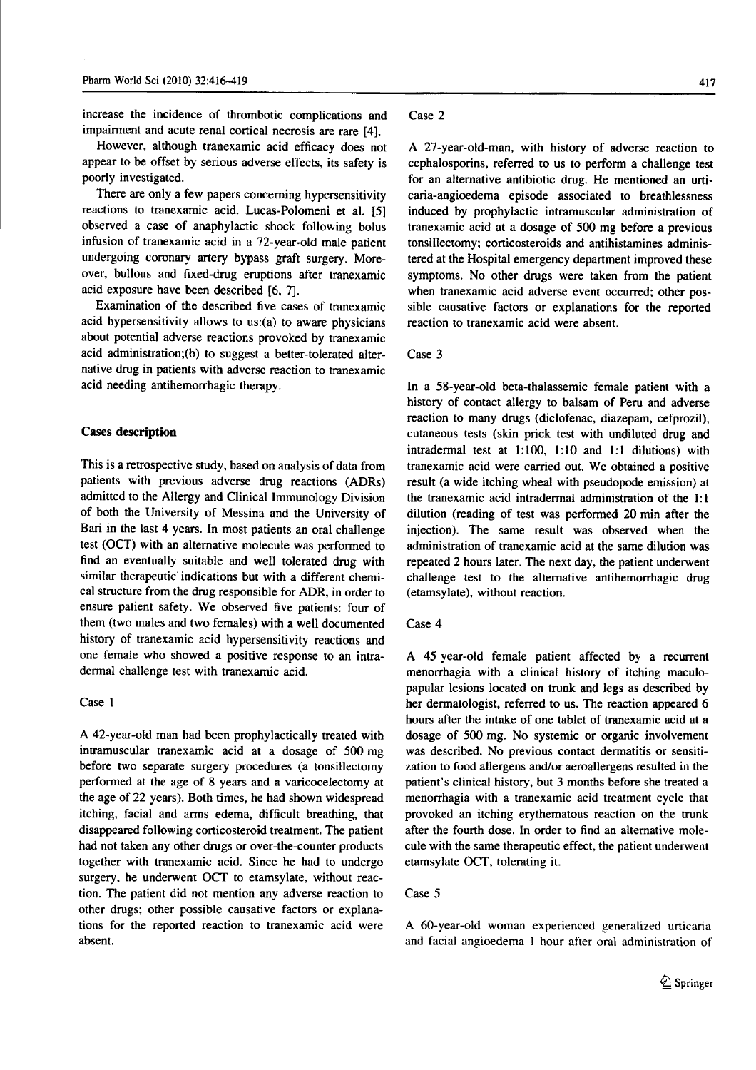increase the incidence of thrombotic complications and impairment and acute renal cortical necrosis are rare [4].

However, although tranexamic acid efficacy does not appear to be offset by serious adverse effects, its safety is poorly investigated.

There are only a few papers concerning hypersensitivity reactions to tranexamic acid. Lucas-Polomeni et al. [5] observed a case of anaphylactic shock following bolus infusion of tranexamic acid in a 72-year-old male patient undergoing coronary artery bypass graft surgery. Moreover, bullous and fixed-drug eruptions after tranexamic acid exposure have been described [6, 7].

Examination of the described five cases of tranexamic acid hypersensitivity allows to us:(a) to aware physicians about potential adverse reactions provoked by tranexamic acid administration;(b) to suggest a better-tolerated alternative drug in patients with adverse reaction to tranexamic acid needing antihemorrhagic therapy.

## Cases description

This is a retrospective study, based on analysis of data from patients with previous adverse drug reactions (ADRs) admitted to the Allergy and Clinical Immunology Division of both the University of Messina and the University of Bari in the last 4 years. In most patients an oral challenge test (OCT) with an alternative molecule was performed to find an eventually suitable and well tolerated drug with similar therapeutic indications but with a different chemical structure from the drug responsible for ADR, in order to ensure patient safety. We observed five patients: four of them (two males and two females) with a well documented history of tranexamic acid hypersensitivity reactions and one female who showed a positive response to an intradermal challenge test with tranexamic acid.

### Case 1

A 42-year-old man had been prophylactically treated with intramuscular tranexamic acid at a dosage of 500 mg before two separate surgery procedures (a tonsillectomy performed at the age of 8 years and a varicocelectomy at the age of 22 years). Both times, he had shown widespread itching, facial and arms edema, difficult breathing, that disappeared following corticosteroid treatment. The patient had not taken any other drugs or over-the-counter products together with tranexamic acid. Since he had to undergo surgery, he underwent OCT to etamsylate, without reaction. The patient did not mention any adverse reaction to other drugs; other possible causative factors or explanations for the reported reaction to tranexamic acid were absent.

### Case 2

A 27-year-old-man, with history of adverse reaction to cephalosporins, referred to us to perform a challenge test for an alternative antibiotic drug. He mentioned an urticaria-angioedema episode associated to breathlessness induced by prophylactic intramuscular administration of tranexamic acid at a dosage of 500 mg before a previous tonsillectomy; corticosteroids and antihistamines administered at the Hospital emergency department improved these symptoms. No other drugs were taken from the patient when tranexamic acid adverse event occurred; other possible causative factors or explanations for the reported reaction to tranexamic acid were absent.

### Case 3

In a 58-year-old beta-thalassemic female patient with a history of contact allergy to balsam of Peru and adverse reaction to many drugs (diclofenac, diazepam, cefprozil), cutaneous tests (skin prick test with undiluted drug and intradermal test at 1:100, 1:10 and 1:1 dilutions) with tranexamic acid were carried out. We obtained a positive result (a wide itching wheal with pseudopode emission) at the tranexamic acid intradermal administration of the 1:1 dilution (reading of test was performed 20 min after the injection). The same result was observed when the administration of tranexamic acid at the same dilution was repeated 2 hours later. The next day, the patient underwent challenge test to the alternative antihemorrhagic drug (etamsylate), without reaction.

### Case 4

A 45 year-old female patient affected by a recurrent menorrhagia with a clinical history of itching maculo-papular lesions located on trunk and legs as described by her dermatologist, referred to us. The reaction appeared 6 hours after the intake of one tablet of tranexamic acid at a dosage of 500 mg. No systemic or organic involvement was described. No previous contact dermatitis or sensitization to food allergens and/or aeroallergens resulted in the patient's clinical history, but 3 months before she treated a menorrhagia with a tranexamic acid treatment cycle that provoked an itching erythematous reaction on the trunk after the fourth dose. In order to find an alternative molecule with the same therapeutic effect, the patient underwent etamsylate OCT, tolerating it.

### Case 5

A 60-year-old woman experienced generalized urticaria and facial angioedema 1 hour after oral administration of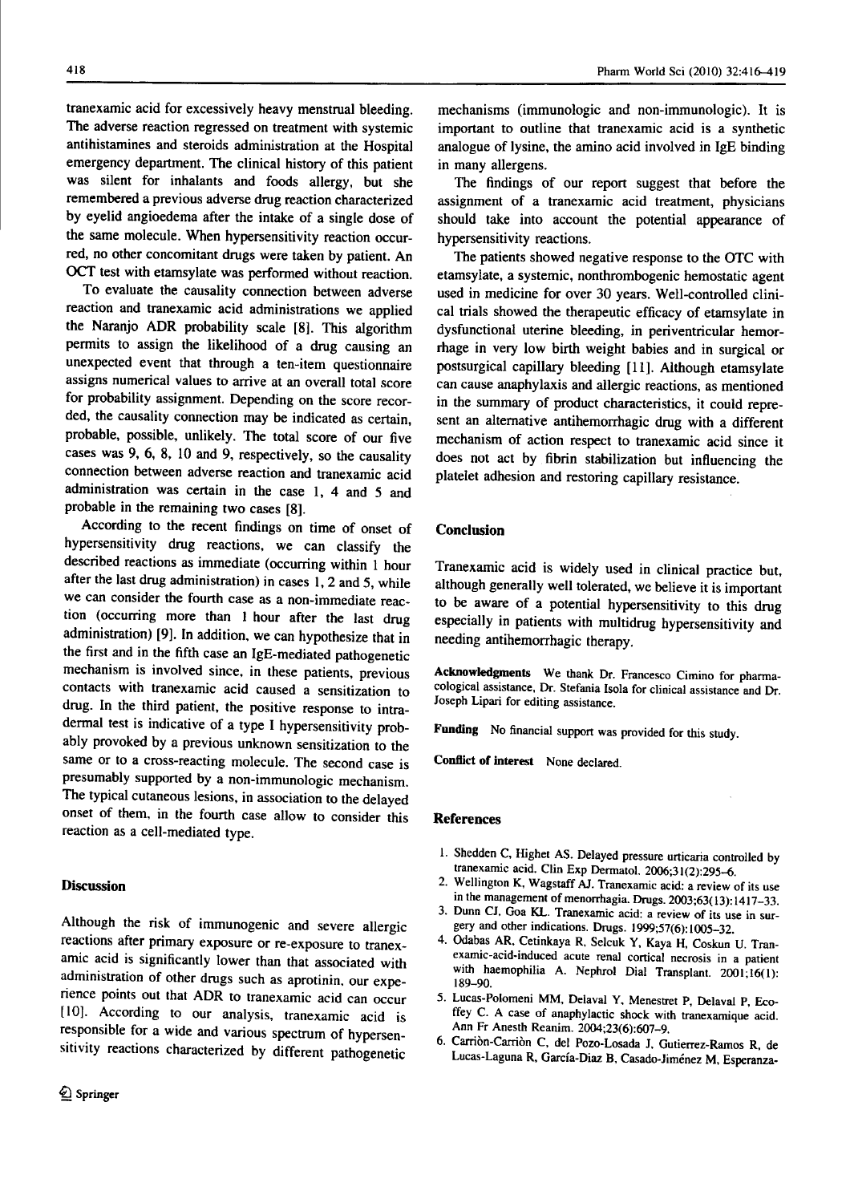tranexamic acid for excessively heavy menstrual bleeding. The adverse reaction regressed on treatment with systemic antihistamines and steroids administration at the Hospital emergency department. The clinical history of this patient was silent for inhalants and foods allergy, but she remembered a previous adverse drug reaction characterized by eyelid angioedema after the intake of a single dose of the same molecule. When hypersensitivity reaction occurred, no other concomitant drugs were taken by patient. An OCT test with etamsylate was performed without reaction.

To evaluate the causality connection between adverse reaction and tranexamic acid administrations we applied the Naranjo ADR probability scale [8]. This algorithm permits to assign the likelihood of a drug causing an unexpected event that through a ten-item questionnaire assigns numerical values to arrive at an overall total score for probability assignment. Depending on the score recorded, the causality connection may be indicated as certain, probable, possible, unlikely. The total score of our five cases was 9, 6, 8, 10 and 9, respectively, so the causality connection between adverse reaction and tranexamic acid administration was certain in the case 1, 4 and 5 and probable in the remaining two cases [8].

According to the recent findings on time of onset of hypersensitivity drug reactions, we can classify the described reactions as immediate (occurring within 1 hour after the last drug administration) in cases 1, 2 and 5, while we can consider the fourth case as a non-immediate reaction (occurring more than 1 hour after the last drug administration) [9]. In addition, we can hypothesize that in the first and in the fifth case an IgE-mediated pathogenetic mechanism is involved since, in these patients, previous contacts with tranexamic acid caused a sensitization to drug. In the third patient, the positive response to intradermal test is indicative of a type I hypersensitivity probably provoked by a previous unknown sensitization to the same or to a cross-reacting molecule. The second case is presumably supported by a non-immunologic mechanism. The typical cutaneous lesions, in association to the delayed onset of them, in the fourth case allow to consider this reaction as a cell-mediated type.

## Discussion

Although the risk of immunogenic and severe allergic reactions after primary exposure or re-exposure to tranexamic acid is significantly lower than that associated with administration of other drugs such as aprotinin, our experience points out that ADR to tranexamic acid can occur [10]. According to our analysis, tranexamic acid is responsible for a wide and various spectrum of hypersensitivity reactions characterized by different pathogenetic mechanisms (immunologic and non-immunologic). It is important to outline that tranexamic acid is a synthetic analogue of lysine, the amino acid involved in IgE binding in many allergens.

The findings of our report suggest that before the assignment of a tranexamic acid treatment, physicians should take into account the potential appearance of hypersensitivity reactions.

The patients showed negative response to the OTC with etamsylate, a systemic, nonthrombogenic hemostatic agent used in medicine for over 30 years. Well-controlled clinical trials showed the therapeutic efficacy of etamsylate in dysfunctional uterine bleeding, in periventricular hemorrhage in very low birth weight babies and in surgical or postsurgical capillary bleeding [11]. Although etamsylate can cause anaphylaxis and allergic reactions, as mentioned in the summary of product characteristics, it could represent an alternative antihemorrhagic drug with a different mechanism of action respect to tranexamic acid since it does not act by fibrin stabilization but influencing the platelet adhesion and restoring capillary resistance.

## Conclusion

Tranexamic acid is widely used in clinical practice but, although generally well tolerated, we believe it is important to be aware of a potential hypersensitivity to this drug especially in patients with multidrug hypersensitivity and needing antihemorrhagic therapy.

**Acknowledgments** We thank Dr. Francesco Cimino for pharmacological assistance, Dr. Stefania Isola for clinical assistance and Dr. Joseph Lipari for editing assistance.

**Funding** No financial support was provided for this study.

**Conflict of interest** None declared.

## References

1. Shedden C, Highet AS. Delayed pressure urticaria controlled by tranexamic acid. Clin Exp Dermatol. 2006;31(2):295–6.
2. Wellington K, Wagstaff AJ. Tranexamic acid: a review of its use in the management of menorrhagia. Drugs. 2003;63(13):1417–33.
3. Dunn CJ, Goa KL. Tranexamic acid: a review of its use in surgery and other indications. Drugs. 1999;57(6):1005–32.
4. Odabas AR, Cetinkaya R, Selcuk Y, Kaya H, Coskun U. Tranexamic-acid-induced acute renal cortical necrosis in a patient with haemophilia A. Nephrol Dial Transplant. 2001;16(1):189–90.
5. Lucas-Polomeni MM, Delaval Y, Menestret P, Delaval P, Ecoffey C. A case of anaphylactic shock with tranexamique acid. Ann Fr Anesth Reanim. 2004;23(6):607–9.
6. Carriòn-Carriòn C, del Pozo-Losada J, Gutierrez-Ramos R, de Lucas-Laguna R, García-Diaz B, Casado-Jiménez M, Esperanza-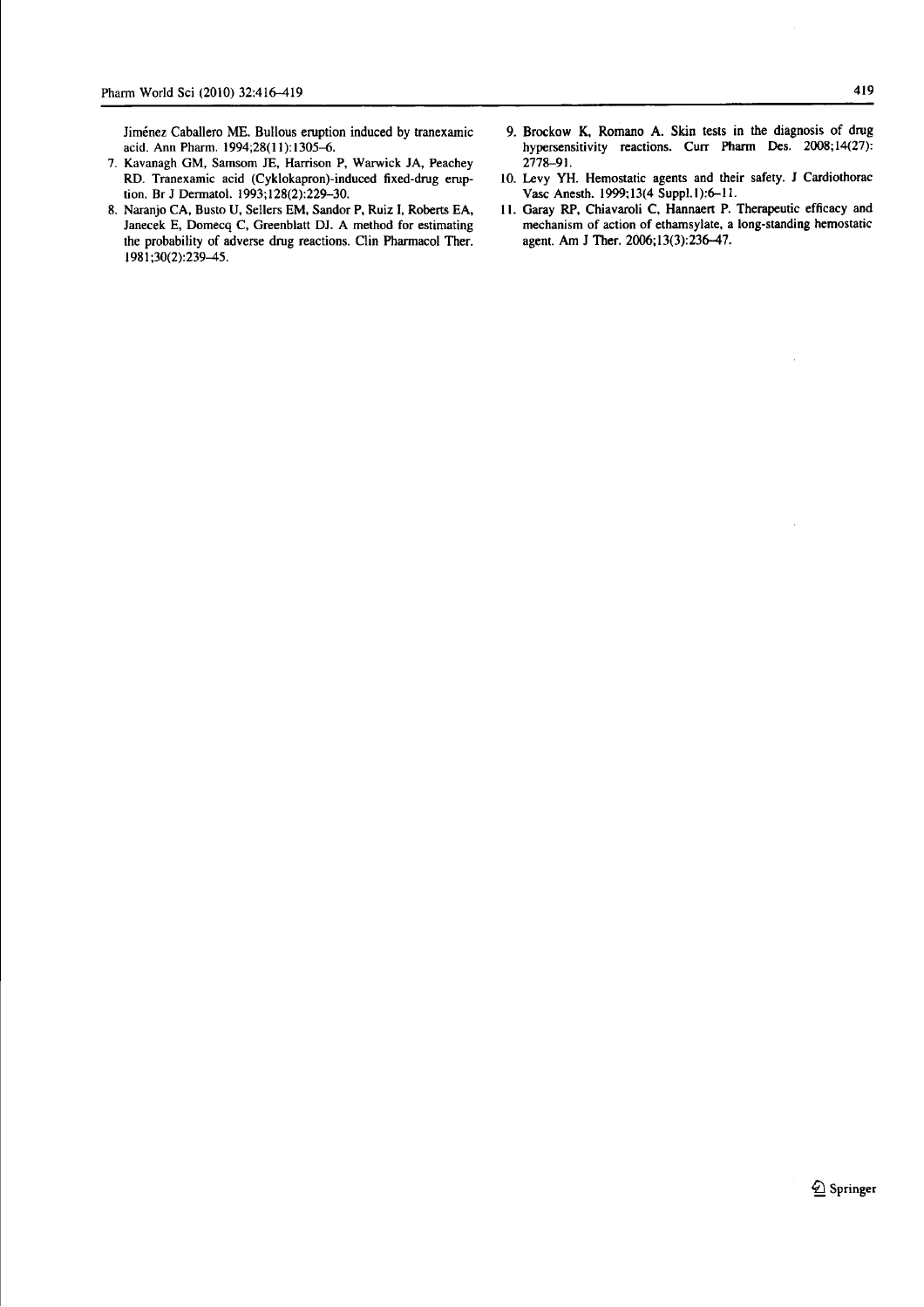Jiménez Caballero ME. Bullous eruption induced by tranexamic acid. Ann Pharm. 1994;28(11):1305–6.

7. Kavanagh GM, Samsom JE, Harrison P, Warwick JA, Peachey RD. Tranexamic acid (Cyklokapron)-induced fixed-drug eruption. Br J Dermatol. 1993;128(2):229–30.
8. Naranjo CA, Busto U, Sellers EM, Sandor P, Ruiz I, Roberts EA, Janecek E, Domecq C, Greenblatt DJ. A method for estimating the probability of adverse drug reactions. Clin Pharmacol Ther. 1981;30(2):239–45.
9. Brockow K, Romano A. Skin tests in the diagnosis of drug hypersensitivity reactions. Curr Pharm Des. 2008;14(27):2778–91.
10. Levy YH. Hemostatic agents and their safety. J Cardiothorac Vasc Anesth. 1999;13(4 Suppl.1):6–11.
11. Garay RP, Chiavaroli C, Hannaert P. Therapeutic efficacy and mechanism of action of ethamsylate, a long-standing hemostatic agent. Am J Ther. 2006;13(3):236–47.